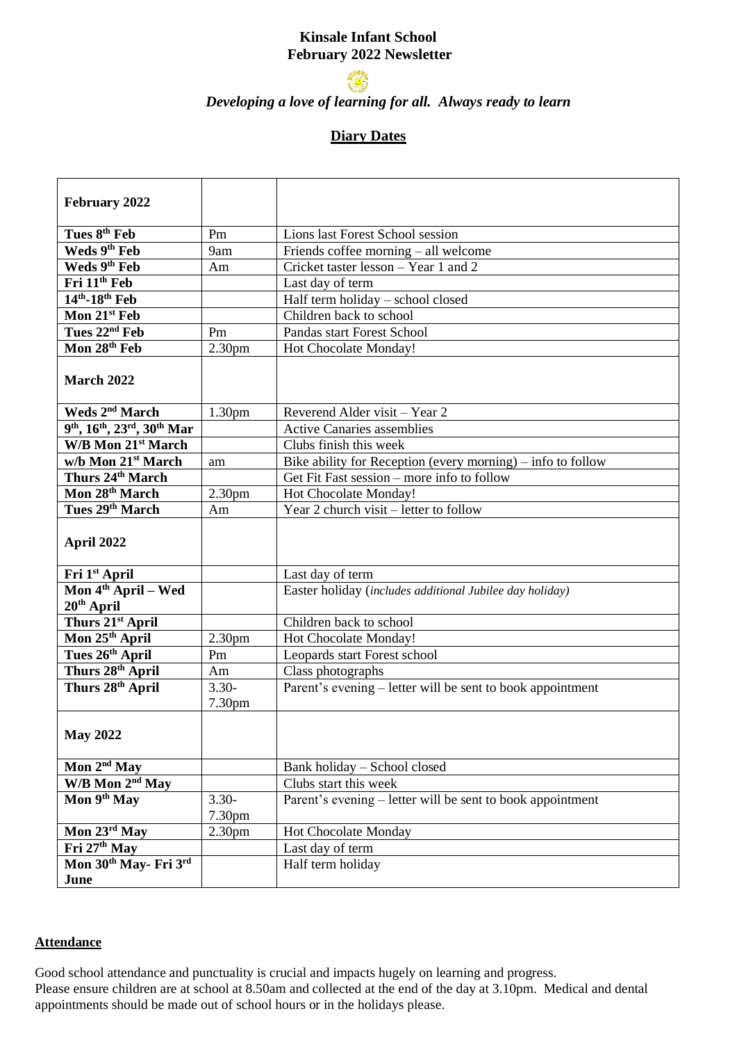# Kinsale Infant School
## February 2022 Newsletter

*Developing a love of learning for all. Always ready to learn*

## Diary Dates

| February 2022 | | |
| --- | --- | --- |
| **Tues 8th Feb** | Pm | Lions last Forest School session |
| **Weds 9th Feb** | 9am | Friends coffee morning – all welcome |
| **Weds 9th Feb** | Am | Cricket taster lesson – Year 1 and 2 |
| **Fri 11th Feb** | | Last day of term |
| **14th-18th Feb** | | Half term holiday – school closed |
| **Mon 21st Feb** | | Children back to school |
| **Tues 22nd Feb** | Pm | Pandas start Forest School |
| **Mon 28th Feb** | 2.30pm | Hot Chocolate Monday! |
| **March 2022** | | |
| **Weds 2nd March** | 1.30pm | Reverend Alder visit – Year 2 |
| **9th, 16th, 23rd, 30th Mar** | | Active Canaries assemblies |
| **W/B Mon 21st March** | | Clubs finish this week |
| **w/b Mon 21st March** | am | Bike ability for Reception (every morning) – info to follow |
| **Thurs 24th March** | | Get Fit Fast session – more info to follow |
| **Mon 28th March** | 2.30pm | Hot Chocolate Monday! |
| **Tues 29th March** | Am | Year 2 church visit – letter to follow |
| **April 2022** | | |
| **Fri 1st April** | | Last day of term |
| **Mon 4th April – Wed 20th April** | | Easter holiday (*includes additional Jubilee day holiday)* |
| **Thurs 21st April** | | Children back to school |
| **Mon 25th April** | 2.30pm | Hot Chocolate Monday! |
| **Tues 26th April** | Pm | Leopards start Forest school |
| **Thurs 28th April** | Am | Class photographs |
| **Thurs 28th April** | 3.30-7.30pm | Parent's evening – letter will be sent to book appointment |
| **May 2022** | | |
| **Mon 2nd May** | | Bank holiday – School closed |
| **W/B Mon 2nd May** | | Clubs start this week |
| **Mon 9th May** | 3.30-7.30pm | Parent's evening – letter will be sent to book appointment |
| **Mon 23rd May** | 2.30pm | Hot Chocolate Monday |
| **Fri 27th May** | | Last day of term |
| **Mon 30th May- Fri 3rd June** | | Half term holiday |

## Attendance

Good school attendance and punctuality is crucial and impacts hugely on learning and progress.
Please ensure children are at school at 8.50am and collected at the end of the day at 3.10pm. Medical and dental appointments should be made out of school hours or in the holidays please.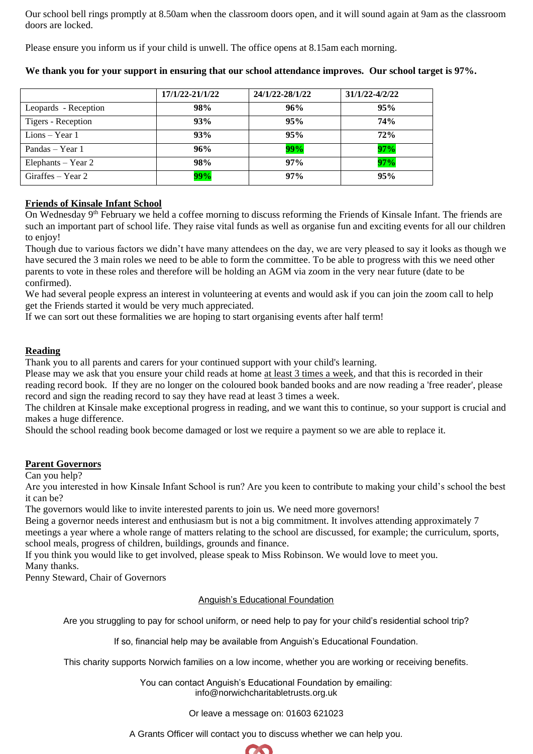Our school bell rings promptly at 8.50am when the classroom doors open, and it will sound again at 9am as the classroom doors are locked.

Please ensure you inform us if your child is unwell. The office opens at 8.15am each morning.

**We thank you for your support in ensuring that our school attendance improves. Our school target is 97%.**

| | 17/1/22-21/1/22 | 24/1/22-28/1/22 | 31/1/22-4/2/22 |
|---|---|---|---|
| Leopards - Reception | **98%** | **96%** | **95%** |
| Tigers - Reception | **93%** | **95%** | **74%** |
| Lions – Year 1 | **93%** | **95%** | **72%** |
| Pandas – Year 1 | **96%** | **99%** | **97%** |
| Elephants – Year 2 | **98%** | **97%** | **97%** |
| Giraffes – Year 2 | **99%** | **97%** | **95%** |

## Friends of Kinsale Infant School

On Wednesday 9th February we held a coffee morning to discuss reforming the Friends of Kinsale Infant. The friends are such an important part of school life. They raise vital funds as well as organise fun and exciting events for all our children to enjoy!

Though due to various factors we didn't have many attendees on the day, we are very pleased to say it looks as though we have secured the 3 main roles we need to be able to form the committee. To be able to progress with this we need other parents to vote in these roles and therefore will be holding an AGM via zoom in the very near future (date to be confirmed).

We had several people express an interest in volunteering at events and would ask if you can join the zoom call to help get the Friends started it would be very much appreciated.

If we can sort out these formalities we are hoping to start organising events after half term!

## Reading

Thank you to all parents and carers for your continued support with your child's learning.

Please may we ask that you ensure your child reads at home at least 3 times a week, and that this is recorded in their reading record book. If they are no longer on the coloured book banded books and are now reading a 'free reader', please record and sign the reading record to say they have read at least 3 times a week.

The children at Kinsale make exceptional progress in reading, and we want this to continue, so your support is crucial and makes a huge difference.

Should the school reading book become damaged or lost we require a payment so we are able to replace it.

## Parent Governors

Can you help?

Are you interested in how Kinsale Infant School is run? Are you keen to contribute to making your child's school the best it can be?

The governors would like to invite interested parents to join us. We need more governors!

Being a governor needs interest and enthusiasm but is not a big commitment. It involves attending approximately 7 meetings a year where a whole range of matters relating to the school are discussed, for example; the curriculum, sports, school meals, progress of children, buildings, grounds and finance.

If you think you would like to get involved, please speak to Miss Robinson. We would love to meet you.

Many thanks.

Penny Steward, Chair of Governors

## Anguish's Educational Foundation

Are you struggling to pay for school uniform, or need help to pay for your child's residential school trip?

If so, financial help may be available from Anguish's Educational Foundation.

This charity supports Norwich families on a low income, whether you are working or receiving benefits.

You can contact Anguish's Educational Foundation by emailing:
info@norwichcharitabletrusts.org.uk

Or leave a message on: 01603 621023

A Grants Officer will contact you to discuss whether we can help you.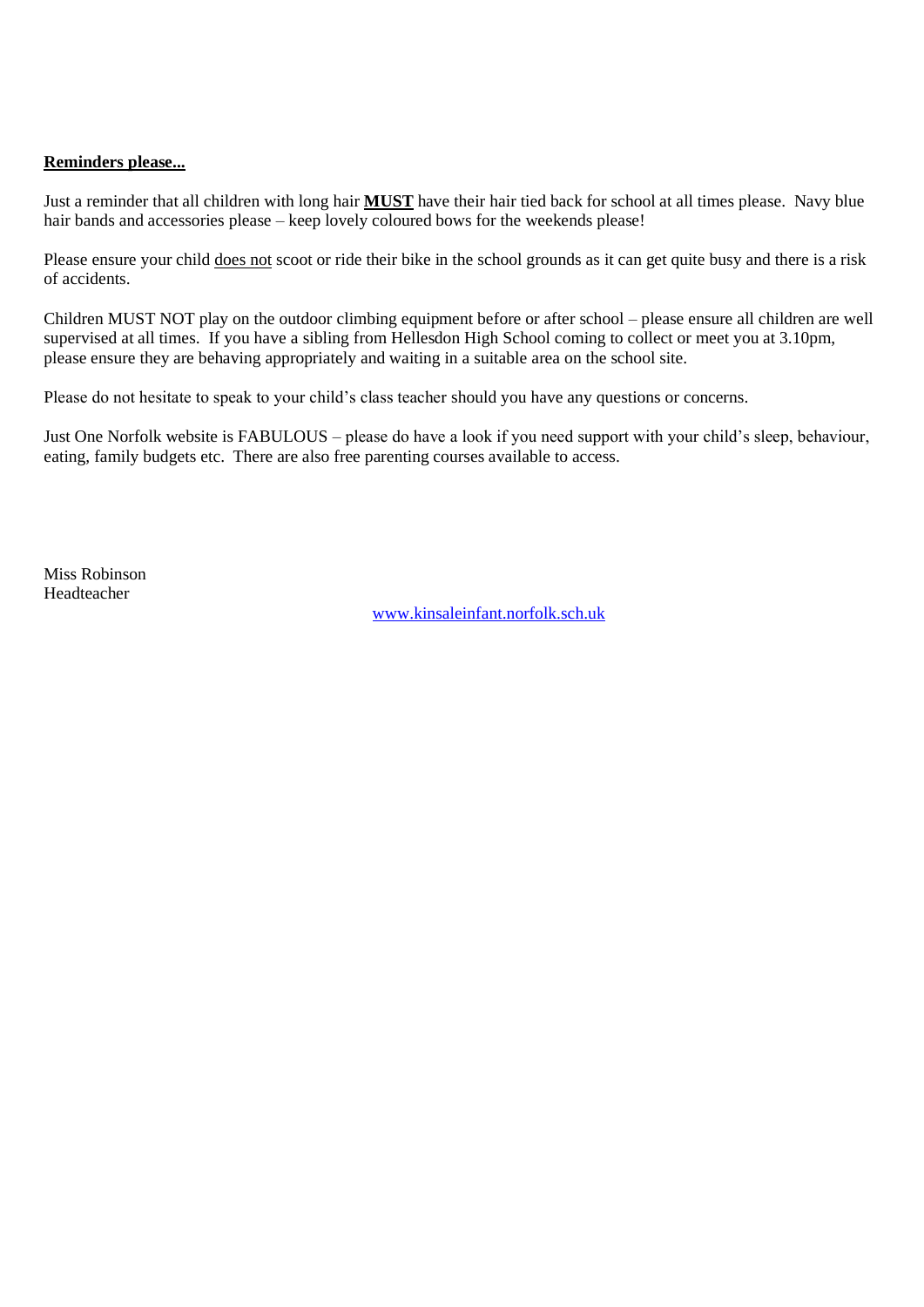**Reminders please...**

Just a reminder that all children with long hair **MUST** have their hair tied back for school at all times please. Navy blue hair bands and accessories please – keep lovely coloured bows for the weekends please!

Please ensure your child does not scoot or ride their bike in the school grounds as it can get quite busy and there is a risk of accidents.

Children MUST NOT play on the outdoor climbing equipment before or after school – please ensure all children are well supervised at all times. If you have a sibling from Hellesdon High School coming to collect or meet you at 3.10pm, please ensure they are behaving appropriately and waiting in a suitable area on the school site.

Please do not hesitate to speak to your child's class teacher should you have any questions or concerns.

Just One Norfolk website is FABULOUS – please do have a look if you need support with your child's sleep, behaviour, eating, family budgets etc. There are also free parenting courses available to access.

Miss Robinson
Headteacher

www.kinsaleinfant.norfolk.sch.uk